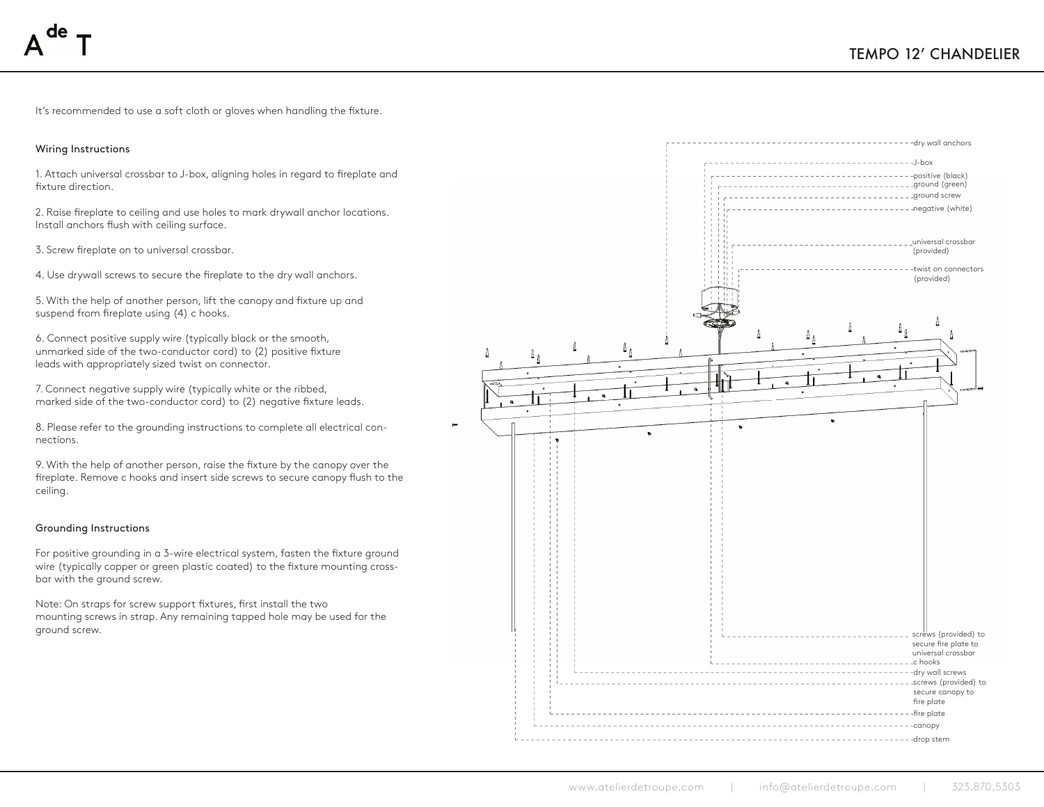# TEMPO 12' CHANDELIER

It's recommended to use a soft cloth or gloves when handling the fixture.

## Wiring Instructions

1. Attach universal crossbar to J-box, aligning holes in regard to fireplate and fixture direction.

2. Raise fireplate to ceiling and use holes to mark drywall anchor locations. Install anchors flush with ceiling surface.

3. Screw fireplate on to universal crossbar.

4. Use drywall screws to secure the fireplate to the dry wall anchors.

5. With the help of another person, lift the canopy and fixture up and suspend from fireplate using (4) c hooks.

6. Connect positive supply wire (typically black or the smooth, unmarked side of the two-conductor cord) to (2) positive fixture leads with appropriately sized twist on connector.

7. Connect negative supply wire (typically white or the ribbed, marked side of the two-conductor cord) to (2) negative fixture leads.

8. Please refer to the grounding instructions to complete all electrical connections.

9. With the help of another person, raise the fixture by the canopy over the fireplate. Remove c hooks and insert side screws to secure canopy flush to the ceiling.

## Grounding Instructions

For positive grounding in a 3-wire electrical system, fasten the fixture ground wire (typically copper or green plastic coated) to the fixture mounting crossbar with the ground screw.

Note: On straps for screw support fixtures, first install the two mounting screws in strap. Any remaining tapped hole may be used for the ground screw.

dry wall anchors
J-box
positive (black)
ground (green)
ground screw
negative (white)
universal crossbar (provided)
twist on connectors (provided)
screws (provided) to secure fire plate to universal crossbar
c hooks
dry wall screws
screws (provided) to secure canopy to fire plate
fire plate
canopy
drop stem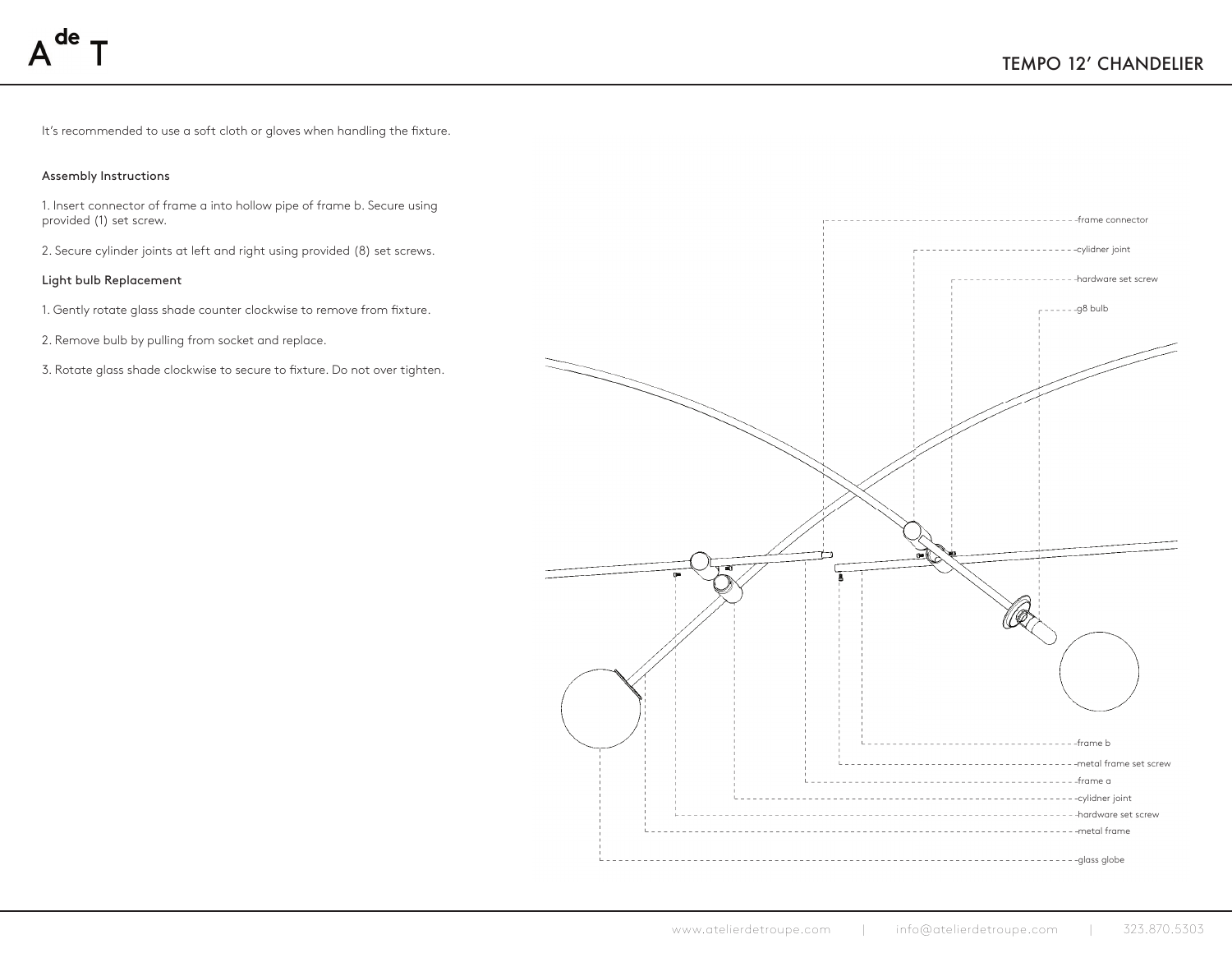# TEMPO 12' CHANDELIER

It's recommended to use a soft cloth or gloves when handling the fixture.

## Assembly Instructions

1. Insert connector of frame a into hollow pipe of frame b. Secure using provided (1) set screw.

2. Secure cylinder joints at left and right using provided (8) set screws.

## Light bulb Replacement

1. Gently rotate glass shade counter clockwise to remove from fixture.

2. Remove bulb by pulling from socket and replace.

3. Rotate glass shade clockwise to secure to fixture. Do not over tighten.

frame connector

cylidner joint

hardware set screw

g8 bulb

frame b

metal frame set screw

frame a

cylidner joint

hardware set screw

metal frame

glass globe

www.atelierdetroupe.com | info@atelierdetroupe.com | 323.870.5303